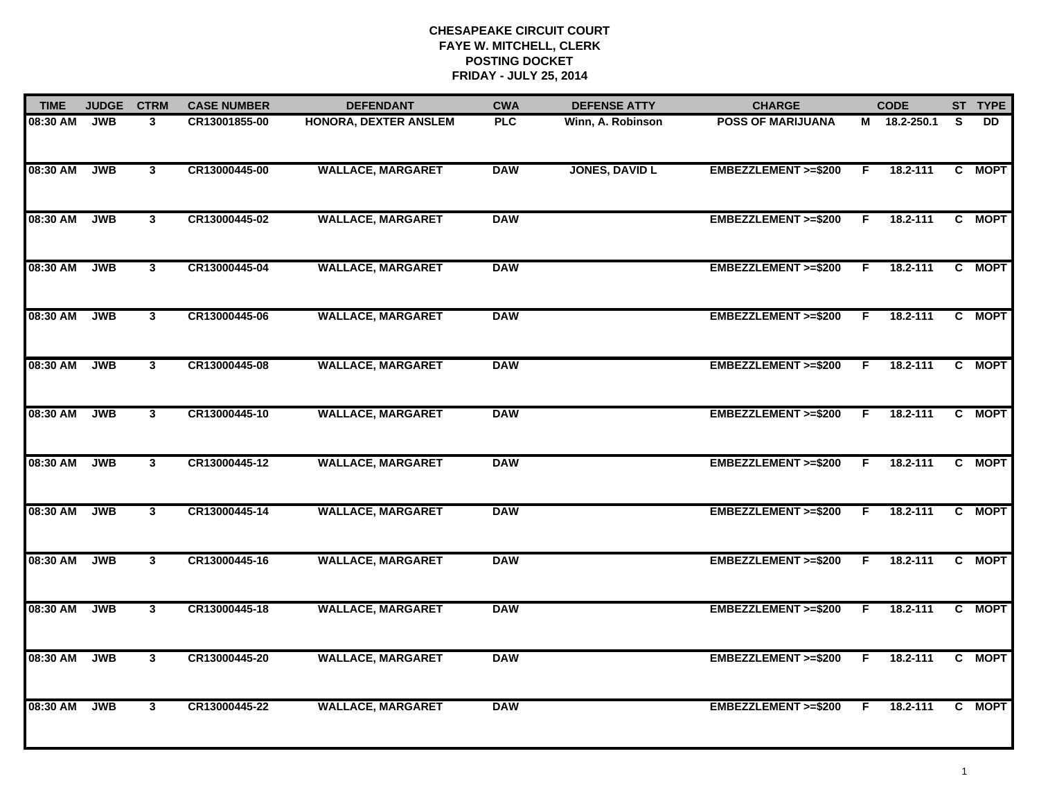**CHESAPEAKE CIRCUIT COURT**
**FAYE W. MITCHELL, CLERK**
**POSTING DOCKET**
**FRIDAY - JULY 25, 2014**

| TIME | JUDGE | CTRM | CASE NUMBER | DEFENDANT | CWA | DEFENSE ATTY | CHARGE | | CODE | ST | TYPE |
|---|---|---|---|---|---|---|---|---|---|---|---|
| 08:30 AM | JWB | 3 | CR13001855-00 | HONORA, DEXTER ANSLEM | PLC | Winn, A. Robinson | POSS OF MARIJUANA | M | 18.2-250.1 | S | DD |
| 08:30 AM | JWB | 3 | CR13000445-00 | WALLACE, MARGARET | DAW | JONES, DAVID L | EMBEZZLEMENT >=$200 | F | 18.2-111 | C | MOPT |
| 08:30 AM | JWB | 3 | CR13000445-02 | WALLACE, MARGARET | DAW | | EMBEZZLEMENT >=$200 | F | 18.2-111 | C | MOPT |
| 08:30 AM | JWB | 3 | CR13000445-04 | WALLACE, MARGARET | DAW | | EMBEZZLEMENT >=$200 | F | 18.2-111 | C | MOPT |
| 08:30 AM | JWB | 3 | CR13000445-06 | WALLACE, MARGARET | DAW | | EMBEZZLEMENT >=$200 | F | 18.2-111 | C | MOPT |
| 08:30 AM | JWB | 3 | CR13000445-08 | WALLACE, MARGARET | DAW | | EMBEZZLEMENT >=$200 | F | 18.2-111 | C | MOPT |
| 08:30 AM | JWB | 3 | CR13000445-10 | WALLACE, MARGARET | DAW | | EMBEZZLEMENT >=$200 | F | 18.2-111 | C | MOPT |
| 08:30 AM | JWB | 3 | CR13000445-12 | WALLACE, MARGARET | DAW | | EMBEZZLEMENT >=$200 | F | 18.2-111 | C | MOPT |
| 08:30 AM | JWB | 3 | CR13000445-14 | WALLACE, MARGARET | DAW | | EMBEZZLEMENT >=$200 | F | 18.2-111 | C | MOPT |
| 08:30 AM | JWB | 3 | CR13000445-16 | WALLACE, MARGARET | DAW | | EMBEZZLEMENT >=$200 | F | 18.2-111 | C | MOPT |
| 08:30 AM | JWB | 3 | CR13000445-18 | WALLACE, MARGARET | DAW | | EMBEZZLEMENT >=$200 | F | 18.2-111 | C | MOPT |
| 08:30 AM | JWB | 3 | CR13000445-20 | WALLACE, MARGARET | DAW | | EMBEZZLEMENT >=$200 | F | 18.2-111 | C | MOPT |
| 08:30 AM | JWB | 3 | CR13000445-22 | WALLACE, MARGARET | DAW | | EMBEZZLEMENT >=$200 | F | 18.2-111 | C | MOPT |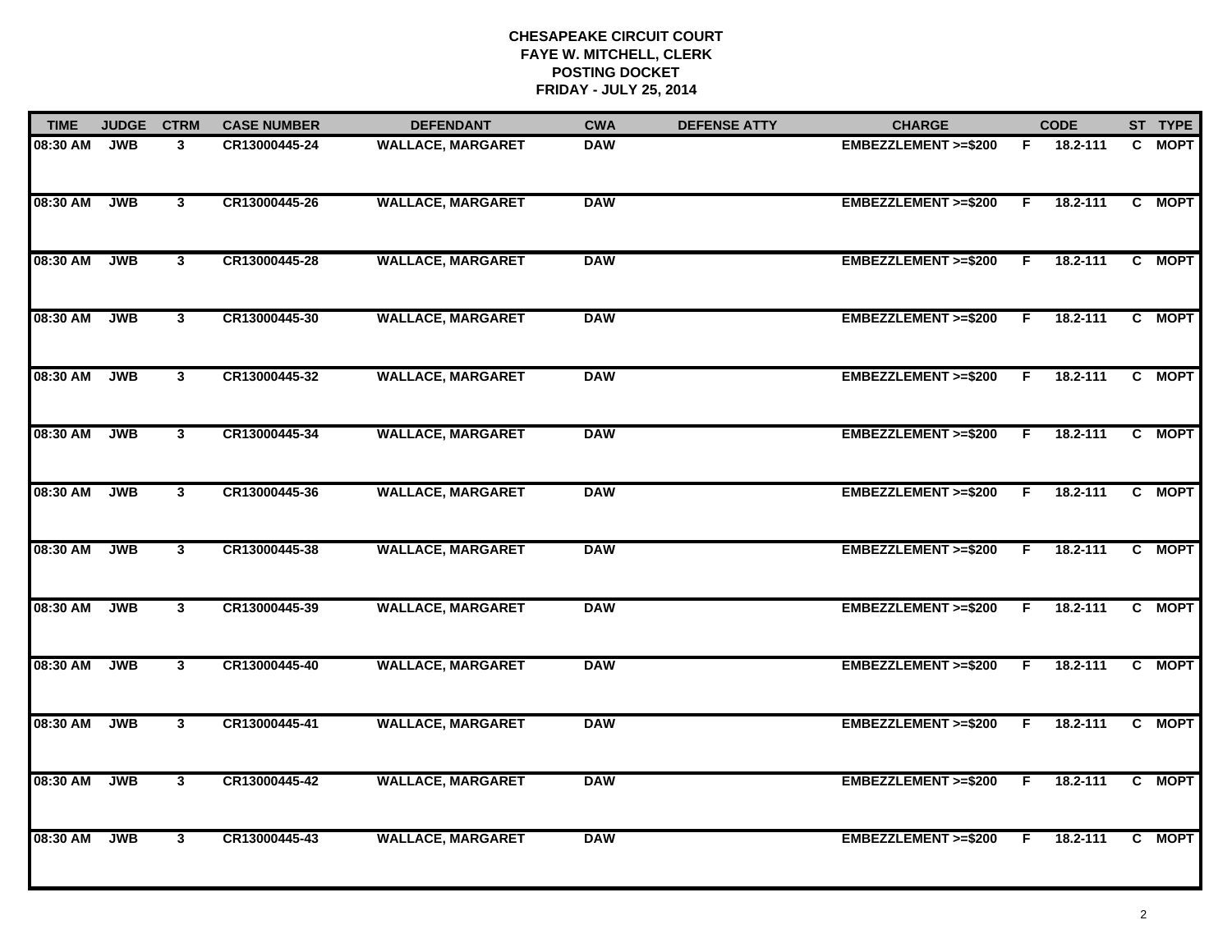**CHESAPEAKE CIRCUIT COURT**
**FAYE W. MITCHELL, CLERK**
**POSTING DOCKET**
**FRIDAY - JULY 25, 2014**

| TIME | JUDGE | CTRM | CASE NUMBER | DEFENDANT | CWA | DEFENSE ATTY | CHARGE | | CODE | ST | TYPE |
|---|---|---|---|---|---|---|---|---|---|---|---|
| 08:30 AM | JWB | 3 | CR13000445-24 | WALLACE, MARGARET | DAW | | EMBEZZLEMENT >=$200 | F | 18.2-111 | C | MOPT |
| 08:30 AM | JWB | 3 | CR13000445-26 | WALLACE, MARGARET | DAW | | EMBEZZLEMENT >=$200 | F | 18.2-111 | C | MOPT |
| 08:30 AM | JWB | 3 | CR13000445-28 | WALLACE, MARGARET | DAW | | EMBEZZLEMENT >=$200 | F | 18.2-111 | C | MOPT |
| 08:30 AM | JWB | 3 | CR13000445-30 | WALLACE, MARGARET | DAW | | EMBEZZLEMENT >=$200 | F | 18.2-111 | C | MOPT |
| 08:30 AM | JWB | 3 | CR13000445-32 | WALLACE, MARGARET | DAW | | EMBEZZLEMENT >=$200 | F | 18.2-111 | C | MOPT |
| 08:30 AM | JWB | 3 | CR13000445-34 | WALLACE, MARGARET | DAW | | EMBEZZLEMENT >=$200 | F | 18.2-111 | C | MOPT |
| 08:30 AM | JWB | 3 | CR13000445-36 | WALLACE, MARGARET | DAW | | EMBEZZLEMENT >=$200 | F | 18.2-111 | C | MOPT |
| 08:30 AM | JWB | 3 | CR13000445-38 | WALLACE, MARGARET | DAW | | EMBEZZLEMENT >=$200 | F | 18.2-111 | C | MOPT |
| 08:30 AM | JWB | 3 | CR13000445-39 | WALLACE, MARGARET | DAW | | EMBEZZLEMENT >=$200 | F | 18.2-111 | C | MOPT |
| 08:30 AM | JWB | 3 | CR13000445-40 | WALLACE, MARGARET | DAW | | EMBEZZLEMENT >=$200 | F | 18.2-111 | C | MOPT |
| 08:30 AM | JWB | 3 | CR13000445-41 | WALLACE, MARGARET | DAW | | EMBEZZLEMENT >=$200 | F | 18.2-111 | C | MOPT |
| 08:30 AM | JWB | 3 | CR13000445-42 | WALLACE, MARGARET | DAW | | EMBEZZLEMENT >=$200 | F | 18.2-111 | C | MOPT |
| 08:30 AM | JWB | 3 | CR13000445-43 | WALLACE, MARGARET | DAW | | EMBEZZLEMENT >=$200 | F | 18.2-111 | C | MOPT |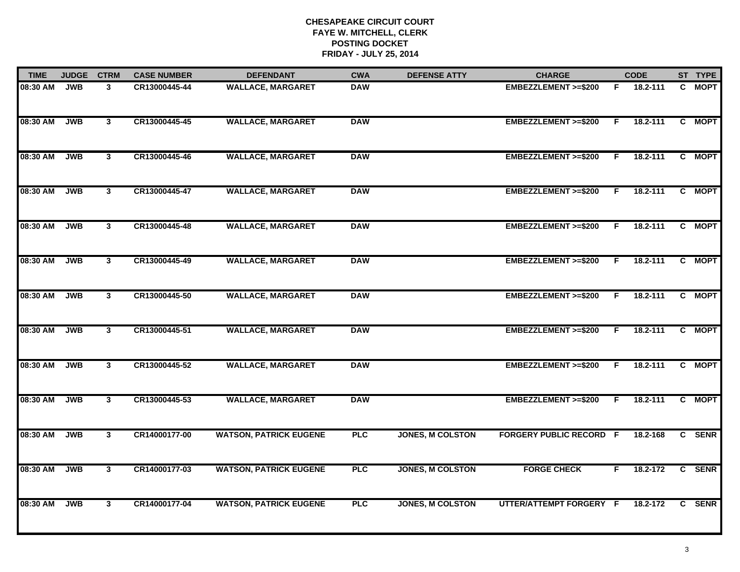**CHESAPEAKE CIRCUIT COURT**
**FAYE W. MITCHELL, CLERK**
**POSTING DOCKET**
**FRIDAY - JULY 25, 2014**

| TIME | JUDGE | CTRM | CASE NUMBER | DEFENDANT | CWA | DEFENSE ATTY | CHARGE | | CODE | ST | TYPE |
|---|---|---|---|---|---|---|---|---|---|---|---|
| 08:30 AM | JWB | 3 | CR13000445-44 | WALLACE, MARGARET | DAW | | EMBEZZLEMENT >=$200 | F | 18.2-111 | C | MOPT |
| 08:30 AM | JWB | 3 | CR13000445-45 | WALLACE, MARGARET | DAW | | EMBEZZLEMENT >=$200 | F | 18.2-111 | C | MOPT |
| 08:30 AM | JWB | 3 | CR13000445-46 | WALLACE, MARGARET | DAW | | EMBEZZLEMENT >=$200 | F | 18.2-111 | C | MOPT |
| 08:30 AM | JWB | 3 | CR13000445-47 | WALLACE, MARGARET | DAW | | EMBEZZLEMENT >=$200 | F | 18.2-111 | C | MOPT |
| 08:30 AM | JWB | 3 | CR13000445-48 | WALLACE, MARGARET | DAW | | EMBEZZLEMENT >=$200 | F | 18.2-111 | C | MOPT |
| 08:30 AM | JWB | 3 | CR13000445-49 | WALLACE, MARGARET | DAW | | EMBEZZLEMENT >=$200 | F | 18.2-111 | C | MOPT |
| 08:30 AM | JWB | 3 | CR13000445-50 | WALLACE, MARGARET | DAW | | EMBEZZLEMENT >=$200 | F | 18.2-111 | C | MOPT |
| 08:30 AM | JWB | 3 | CR13000445-51 | WALLACE, MARGARET | DAW | | EMBEZZLEMENT >=$200 | F | 18.2-111 | C | MOPT |
| 08:30 AM | JWB | 3 | CR13000445-52 | WALLACE, MARGARET | DAW | | EMBEZZLEMENT >=$200 | F | 18.2-111 | C | MOPT |
| 08:30 AM | JWB | 3 | CR13000445-53 | WALLACE, MARGARET | DAW | | EMBEZZLEMENT >=$200 | F | 18.2-111 | C | MOPT |
| 08:30 AM | JWB | 3 | CR14000177-00 | WATSON, PATRICK EUGENE | PLC | JONES, M COLSTON | FORGERY PUBLIC RECORD | F | 18.2-168 | C | SENR |
| 08:30 AM | JWB | 3 | CR14000177-03 | WATSON, PATRICK EUGENE | PLC | JONES, M COLSTON | FORGE CHECK | F | 18.2-172 | C | SENR |
| 08:30 AM | JWB | 3 | CR14000177-04 | WATSON, PATRICK EUGENE | PLC | JONES, M COLSTON | UTTER/ATTEMPT FORGERY | F | 18.2-172 | C | SENR |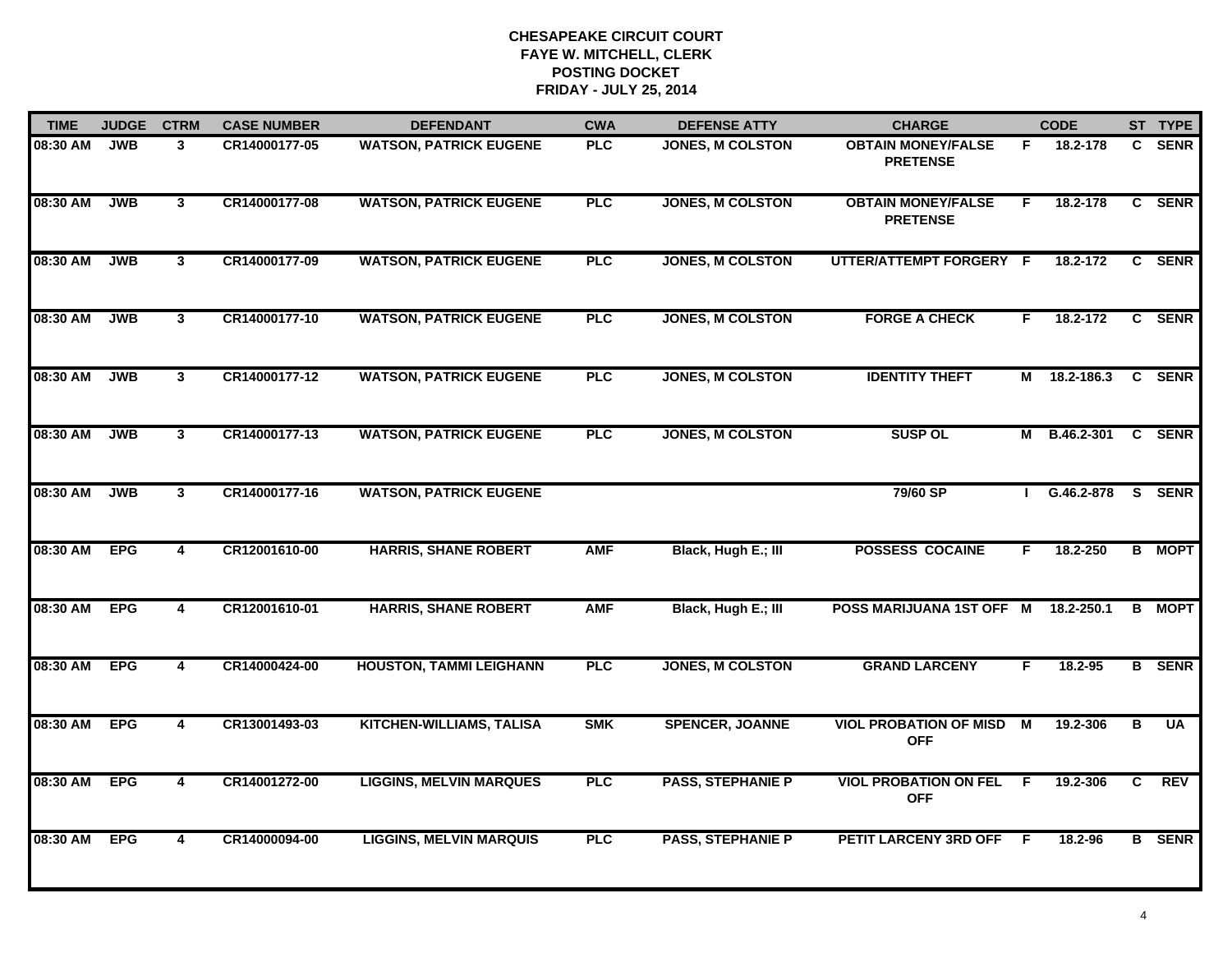# CHESAPEAKE CIRCUIT COURT
## FAYE W. MITCHELL, CLERK
## POSTING DOCKET
## FRIDAY - JULY 25, 2014

| TIME | JUDGE | CTRM | CASE NUMBER | DEFENDANT | CWA | DEFENSE ATTY | CHARGE | | CODE | ST | TYPE |
|---|---|---|---|---|---|---|---|---|---|---|---|
| 08:30 AM | JWB | 3 | CR14000177-05 | WATSON, PATRICK EUGENE | PLC | JONES, M COLSTON | OBTAIN MONEY/FALSE PRETENSE | F | 18.2-178 | C | SENR |
| 08:30 AM | JWB | 3 | CR14000177-08 | WATSON, PATRICK EUGENE | PLC | JONES, M COLSTON | OBTAIN MONEY/FALSE PRETENSE | F | 18.2-178 | C | SENR |
| 08:30 AM | JWB | 3 | CR14000177-09 | WATSON, PATRICK EUGENE | PLC | JONES, M COLSTON | UTTER/ATTEMPT FORGERY | F | 18.2-172 | C | SENR |
| 08:30 AM | JWB | 3 | CR14000177-10 | WATSON, PATRICK EUGENE | PLC | JONES, M COLSTON | FORGE A CHECK | F | 18.2-172 | C | SENR |
| 08:30 AM | JWB | 3 | CR14000177-12 | WATSON, PATRICK EUGENE | PLC | JONES, M COLSTON | IDENTITY THEFT | M | 18.2-186.3 | C | SENR |
| 08:30 AM | JWB | 3 | CR14000177-13 | WATSON, PATRICK EUGENE | PLC | JONES, M COLSTON | SUSP OL | M | B.46.2-301 | C | SENR |
| 08:30 AM | JWB | 3 | CR14000177-16 | WATSON, PATRICK EUGENE | | | 79/60 SP | I | G.46.2-878 | S | SENR |
| 08:30 AM | EPG | 4 | CR12001610-00 | HARRIS, SHANE ROBERT | AMF | Black, Hugh E.; III | POSSESS COCAINE | F | 18.2-250 | B | MOPT |
| 08:30 AM | EPG | 4 | CR12001610-01 | HARRIS, SHANE ROBERT | AMF | Black, Hugh E.; III | POSS MARIJUANA 1ST OFF | M | 18.2-250.1 | B | MOPT |
| 08:30 AM | EPG | 4 | CR14000424-00 | HOUSTON, TAMMI LEIGHANN | PLC | JONES, M COLSTON | GRAND LARCENY | F | 18.2-95 | B | SENR |
| 08:30 AM | EPG | 4 | CR13001493-03 | KITCHEN-WILLIAMS, TALISA | SMK | SPENCER, JOANNE | VIOL PROBATION OF MISD OFF | M | 19.2-306 | B | UA |
| 08:30 AM | EPG | 4 | CR14001272-00 | LIGGINS, MELVIN MARQUES | PLC | PASS, STEPHANIE P | VIOL PROBATION ON FEL OFF | F | 19.2-306 | C | REV |
| 08:30 AM | EPG | 4 | CR14000094-00 | LIGGINS, MELVIN MARQUIS | PLC | PASS, STEPHANIE P | PETIT LARCENY 3RD OFF | F | 18.2-96 | B | SENR |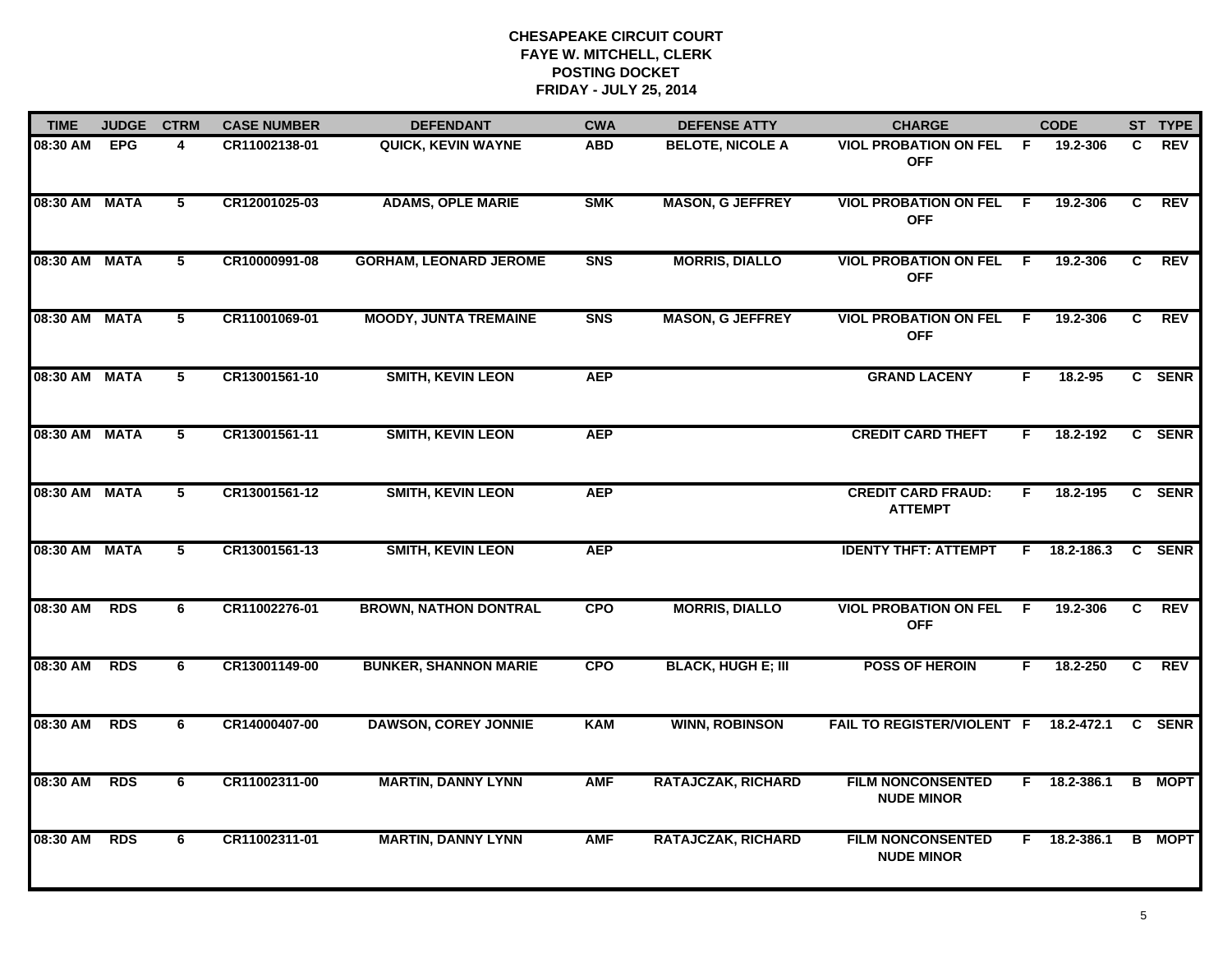# CHESAPEAKE CIRCUIT COURT
## FAYE W. MITCHELL, CLERK
## POSTING DOCKET
## FRIDAY - JULY 25, 2014

| TIME | JUDGE | CTRM | CASE NUMBER | DEFENDANT | CWA | DEFENSE ATTY | CHARGE | | CODE | ST | TYPE |
|---|---|---|---|---|---|---|---|---|---|---|---|
| 08:30 AM | EPG | 4 | CR11002138-01 | QUICK, KEVIN WAYNE | ABD | BELOTE, NICOLE A | VIOL PROBATION ON FEL OFF | F | 19.2-306 | C | REV |
| 08:30 AM | MATA | 5 | CR12001025-03 | ADAMS, OPLE MARIE | SMK | MASON, G JEFFREY | VIOL PROBATION ON FEL OFF | F | 19.2-306 | C | REV |
| 08:30 AM | MATA | 5 | CR10000991-08 | GORHAM, LEONARD JEROME | SNS | MORRIS, DIALLO | VIOL PROBATION ON FEL OFF | F | 19.2-306 | C | REV |
| 08:30 AM | MATA | 5 | CR11001069-01 | MOODY, JUNTA TREMAINE | SNS | MASON, G JEFFREY | VIOL PROBATION ON FEL OFF | F | 19.2-306 | C | REV |
| 08:30 AM | MATA | 5 | CR13001561-10 | SMITH, KEVIN LEON | AEP | | GRAND LACENY | F | 18.2-95 | C | SENR |
| 08:30 AM | MATA | 5 | CR13001561-11 | SMITH, KEVIN LEON | AEP | | CREDIT CARD THEFT | F | 18.2-192 | C | SENR |
| 08:30 AM | MATA | 5 | CR13001561-12 | SMITH, KEVIN LEON | AEP | | CREDIT CARD FRAUD: ATTEMPT | F | 18.2-195 | C | SENR |
| 08:30 AM | MATA | 5 | CR13001561-13 | SMITH, KEVIN LEON | AEP | | IDENTY THFT: ATTEMPT | F | 18.2-186.3 | C | SENR |
| 08:30 AM | RDS | 6 | CR11002276-01 | BROWN, NATHON DONTRAL | CPO | MORRIS, DIALLO | VIOL PROBATION ON FEL OFF | F | 19.2-306 | C | REV |
| 08:30 AM | RDS | 6 | CR13001149-00 | BUNKER, SHANNON MARIE | CPO | BLACK, HUGH E; III | POSS OF HEROIN | F | 18.2-250 | C | REV |
| 08:30 AM | RDS | 6 | CR14000407-00 | DAWSON, COREY JONNIE | KAM | WINN, ROBINSON | FAIL TO REGISTER/VIOLENT | F | 18.2-472.1 | C | SENR |
| 08:30 AM | RDS | 6 | CR11002311-00 | MARTIN, DANNY LYNN | AMF | RATAJCZAK, RICHARD | FILM NONCONSENTED NUDE MINOR | F | 18.2-386.1 | B | MOPT |
| 08:30 AM | RDS | 6 | CR11002311-01 | MARTIN, DANNY LYNN | AMF | RATAJCZAK, RICHARD | FILM NONCONSENTED NUDE MINOR | F | 18.2-386.1 | B | MOPT |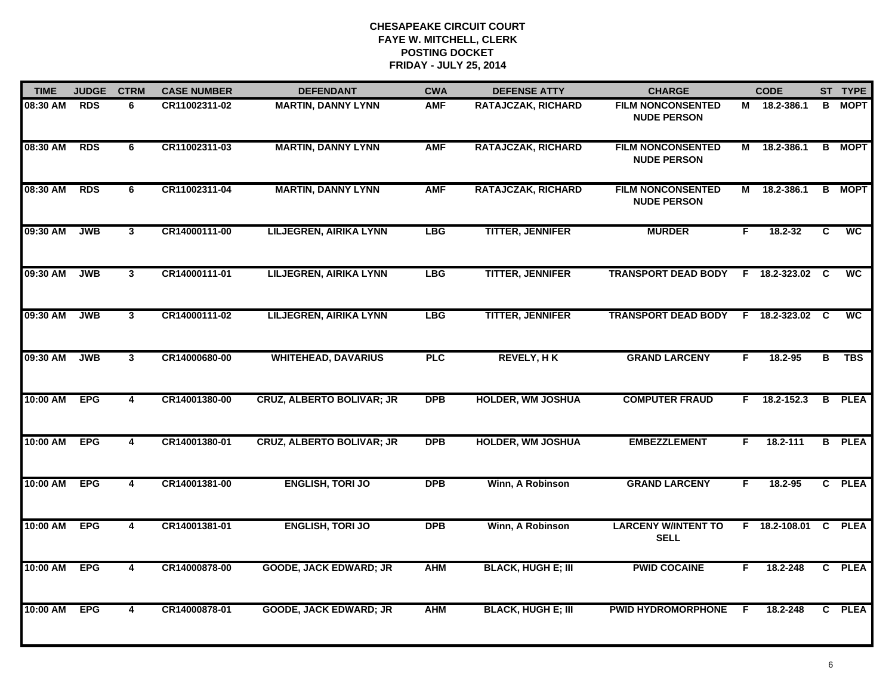# CHESAPEAKE CIRCUIT COURT
## FAYE W. MITCHELL, CLERK
## POSTING DOCKET
## FRIDAY - JULY 25, 2014

| TIME | JUDGE | CTRM | CASE NUMBER | DEFENDANT | CWA | DEFENSE ATTY | CHARGE | | CODE | ST | TYPE |
|---|---|---|---|---|---|---|---|---|---|---|---|
| 08:30 AM | RDS | 6 | CR11002311-02 | MARTIN, DANNY LYNN | AMF | RATAJCZAK, RICHARD | FILM NONCONSENTED NUDE PERSON | M | 18.2-386.1 | B | MOPT |
| 08:30 AM | RDS | 6 | CR11002311-03 | MARTIN, DANNY LYNN | AMF | RATAJCZAK, RICHARD | FILM NONCONSENTED NUDE PERSON | M | 18.2-386.1 | B | MOPT |
| 08:30 AM | RDS | 6 | CR11002311-04 | MARTIN, DANNY LYNN | AMF | RATAJCZAK, RICHARD | FILM NONCONSENTED NUDE PERSON | M | 18.2-386.1 | B | MOPT |
| 09:30 AM | JWB | 3 | CR14000111-00 | LILJEGREN, AIRIKA LYNN | LBG | TITTER, JENNIFER | MURDER | F | 18.2-32 | C | WC |
| 09:30 AM | JWB | 3 | CR14000111-01 | LILJEGREN, AIRIKA LYNN | LBG | TITTER, JENNIFER | TRANSPORT DEAD BODY | F | 18.2-323.02 | C | WC |
| 09:30 AM | JWB | 3 | CR14000111-02 | LILJEGREN, AIRIKA LYNN | LBG | TITTER, JENNIFER | TRANSPORT DEAD BODY | F | 18.2-323.02 | C | WC |
| 09:30 AM | JWB | 3 | CR14000680-00 | WHITEHEAD, DAVARIUS | PLC | REVELY, H K | GRAND LARCENY | F | 18.2-95 | B | TBS |
| 10:00 AM | EPG | 4 | CR14001380-00 | CRUZ, ALBERTO BOLIVAR; JR | DPB | HOLDER, WM JOSHUA | COMPUTER FRAUD | F | 18.2-152.3 | B | PLEA |
| 10:00 AM | EPG | 4 | CR14001380-01 | CRUZ, ALBERTO BOLIVAR; JR | DPB | HOLDER, WM JOSHUA | EMBEZZLEMENT | F | 18.2-111 | B | PLEA |
| 10:00 AM | EPG | 4 | CR14001381-00 | ENGLISH, TORI JO | DPB | Winn, A Robinson | GRAND LARCENY | F | 18.2-95 | C | PLEA |
| 10:00 AM | EPG | 4 | CR14001381-01 | ENGLISH, TORI JO | DPB | Winn, A Robinson | LARCENY W/INTENT TO SELL | F | 18.2-108.01 | C | PLEA |
| 10:00 AM | EPG | 4 | CR14000878-00 | GOODE, JACK EDWARD; JR | AHM | BLACK, HUGH E; III | PWID COCAINE | F | 18.2-248 | C | PLEA |
| 10:00 AM | EPG | 4 | CR14000878-01 | GOODE, JACK EDWARD; JR | AHM | BLACK, HUGH E; III | PWID HYDROMORPHONE | F | 18.2-248 | C | PLEA |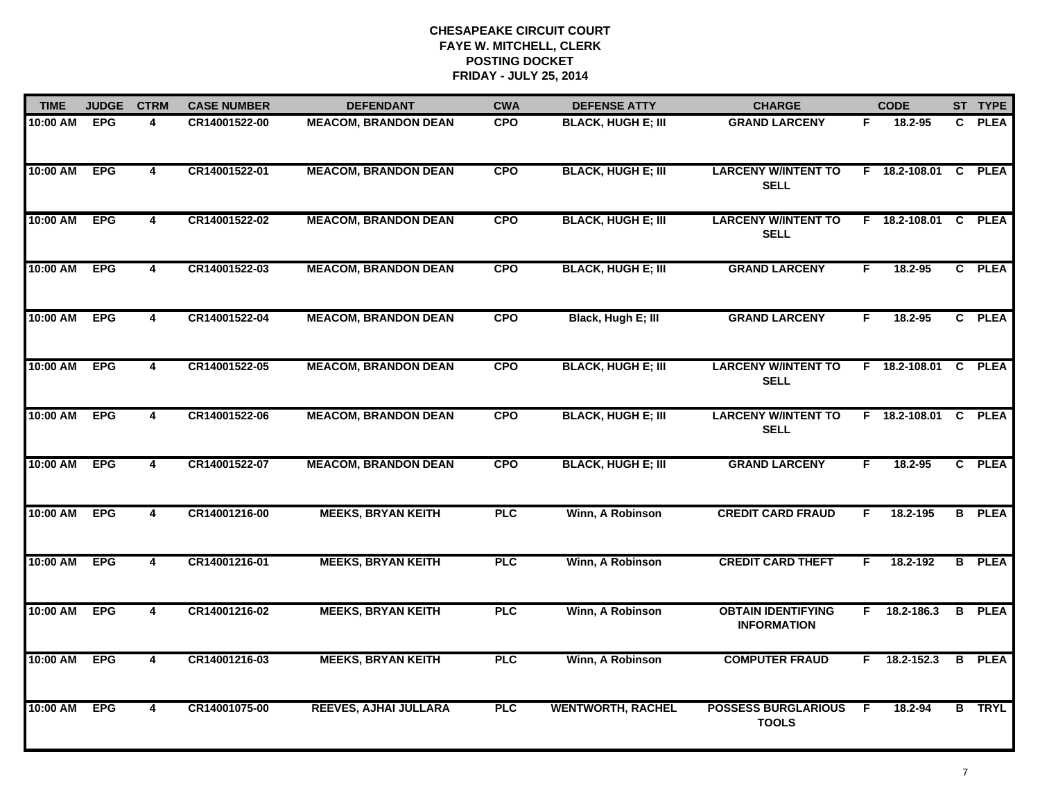# CHESAPEAKE CIRCUIT COURT
## FAYE W. MITCHELL, CLERK
## POSTING DOCKET
## FRIDAY - JULY 25, 2014

| TIME | JUDGE | CTRM | CASE NUMBER | DEFENDANT | CWA | DEFENSE ATTY | CHARGE | | CODE | ST | TYPE |
|---|---|---|---|---|---|---|---|---|---|---|---|
| 10:00 AM | EPG | 4 | CR14001522-00 | MEACOM, BRANDON DEAN | CPO | BLACK, HUGH E; III | GRAND LARCENY | F | 18.2-95 | C | PLEA |
| 10:00 AM | EPG | 4 | CR14001522-01 | MEACOM, BRANDON DEAN | CPO | BLACK, HUGH E; III | LARCENY W/INTENT TO SELL | F | 18.2-108.01 | C | PLEA |
| 10:00 AM | EPG | 4 | CR14001522-02 | MEACOM, BRANDON DEAN | CPO | BLACK, HUGH E; III | LARCENY W/INTENT TO SELL | F | 18.2-108.01 | C | PLEA |
| 10:00 AM | EPG | 4 | CR14001522-03 | MEACOM, BRANDON DEAN | CPO | BLACK, HUGH E; III | GRAND LARCENY | F | 18.2-95 | C | PLEA |
| 10:00 AM | EPG | 4 | CR14001522-04 | MEACOM, BRANDON DEAN | CPO | Black, Hugh E; III | GRAND LARCENY | F | 18.2-95 | C | PLEA |
| 10:00 AM | EPG | 4 | CR14001522-05 | MEACOM, BRANDON DEAN | CPO | BLACK, HUGH E; III | LARCENY W/INTENT TO SELL | F | 18.2-108.01 | C | PLEA |
| 10:00 AM | EPG | 4 | CR14001522-06 | MEACOM, BRANDON DEAN | CPO | BLACK, HUGH E; III | LARCENY W/INTENT TO SELL | F | 18.2-108.01 | C | PLEA |
| 10:00 AM | EPG | 4 | CR14001522-07 | MEACOM, BRANDON DEAN | CPO | BLACK, HUGH E; III | GRAND LARCENY | F | 18.2-95 | C | PLEA |
| 10:00 AM | EPG | 4 | CR14001216-00 | MEEKS, BRYAN KEITH | PLC | Winn, A Robinson | CREDIT CARD FRAUD | F | 18.2-195 | B | PLEA |
| 10:00 AM | EPG | 4 | CR14001216-01 | MEEKS, BRYAN KEITH | PLC | Winn, A Robinson | CREDIT CARD THEFT | F | 18.2-192 | B | PLEA |
| 10:00 AM | EPG | 4 | CR14001216-02 | MEEKS, BRYAN KEITH | PLC | Winn, A Robinson | OBTAIN IDENTIFYING INFORMATION | F | 18.2-186.3 | B | PLEA |
| 10:00 AM | EPG | 4 | CR14001216-03 | MEEKS, BRYAN KEITH | PLC | Winn, A Robinson | COMPUTER FRAUD | F | 18.2-152.3 | B | PLEA |
| 10:00 AM | EPG | 4 | CR14001075-00 | REEVES, AJHAI JULLARA | PLC | WENTWORTH, RACHEL | POSSESS BURGLARIOUS TOOLS | F | 18.2-94 | B | TRYL |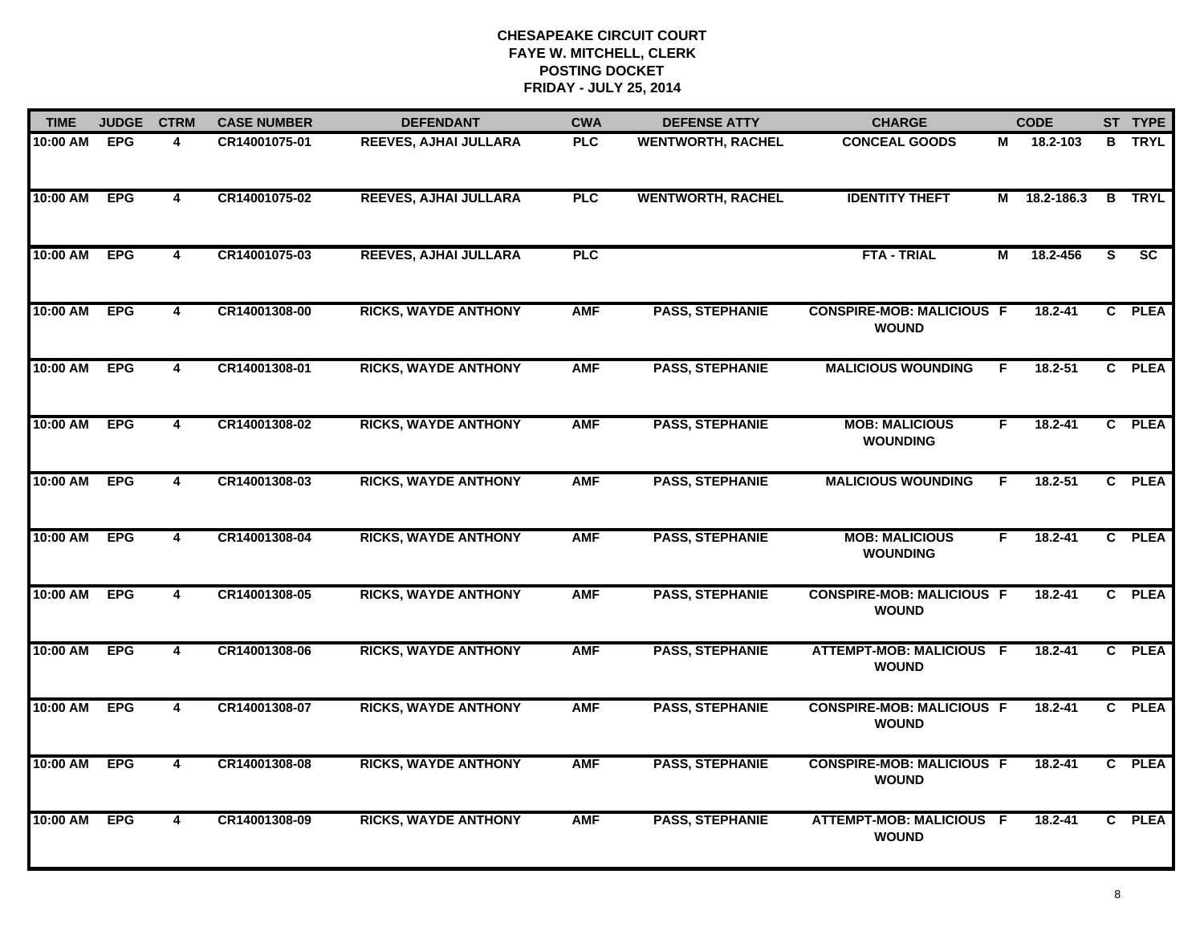# CHESAPEAKE CIRCUIT COURT
## FAYE W. MITCHELL, CLERK
## POSTING DOCKET
## FRIDAY - JULY 25, 2014

| TIME | JUDGE | CTRM | CASE NUMBER | DEFENDANT | CWA | DEFENSE ATTY | CHARGE | | CODE | ST | TYPE |
|---|---|---|---|---|---|---|---|---|---|---|---|
| 10:00 AM | EPG | 4 | CR14001075-01 | REEVES, AJHAI JULLARA | PLC | WENTWORTH, RACHEL | CONCEAL GOODS | M | 18.2-103 | B | TRYL |
| 10:00 AM | EPG | 4 | CR14001075-02 | REEVES, AJHAI JULLARA | PLC | WENTWORTH, RACHEL | IDENTITY THEFT | M | 18.2-186.3 | B | TRYL |
| 10:00 AM | EPG | 4 | CR14001075-03 | REEVES, AJHAI JULLARA | PLC | | FTA - TRIAL | M | 18.2-456 | S | SC |
| 10:00 AM | EPG | 4 | CR14001308-00 | RICKS, WAYDE ANTHONY | AMF | PASS, STEPHANIE | CONSPIRE-MOB: MALICIOUS WOUND | F | 18.2-41 | C | PLEA |
| 10:00 AM | EPG | 4 | CR14001308-01 | RICKS, WAYDE ANTHONY | AMF | PASS, STEPHANIE | MALICIOUS WOUNDING | F | 18.2-51 | C | PLEA |
| 10:00 AM | EPG | 4 | CR14001308-02 | RICKS, WAYDE ANTHONY | AMF | PASS, STEPHANIE | MOB: MALICIOUS WOUNDING | F | 18.2-41 | C | PLEA |
| 10:00 AM | EPG | 4 | CR14001308-03 | RICKS, WAYDE ANTHONY | AMF | PASS, STEPHANIE | MALICIOUS WOUNDING | F | 18.2-51 | C | PLEA |
| 10:00 AM | EPG | 4 | CR14001308-04 | RICKS, WAYDE ANTHONY | AMF | PASS, STEPHANIE | MOB: MALICIOUS WOUNDING | F | 18.2-41 | C | PLEA |
| 10:00 AM | EPG | 4 | CR14001308-05 | RICKS, WAYDE ANTHONY | AMF | PASS, STEPHANIE | CONSPIRE-MOB: MALICIOUS WOUND | F | 18.2-41 | C | PLEA |
| 10:00 AM | EPG | 4 | CR14001308-06 | RICKS, WAYDE ANTHONY | AMF | PASS, STEPHANIE | ATTEMPT-MOB: MALICIOUS WOUND | F | 18.2-41 | C | PLEA |
| 10:00 AM | EPG | 4 | CR14001308-07 | RICKS, WAYDE ANTHONY | AMF | PASS, STEPHANIE | CONSPIRE-MOB: MALICIOUS WOUND | F | 18.2-41 | C | PLEA |
| 10:00 AM | EPG | 4 | CR14001308-08 | RICKS, WAYDE ANTHONY | AMF | PASS, STEPHANIE | CONSPIRE-MOB: MALICIOUS WOUND | F | 18.2-41 | C | PLEA |
| 10:00 AM | EPG | 4 | CR14001308-09 | RICKS, WAYDE ANTHONY | AMF | PASS, STEPHANIE | ATTEMPT-MOB: MALICIOUS WOUND | F | 18.2-41 | C | PLEA |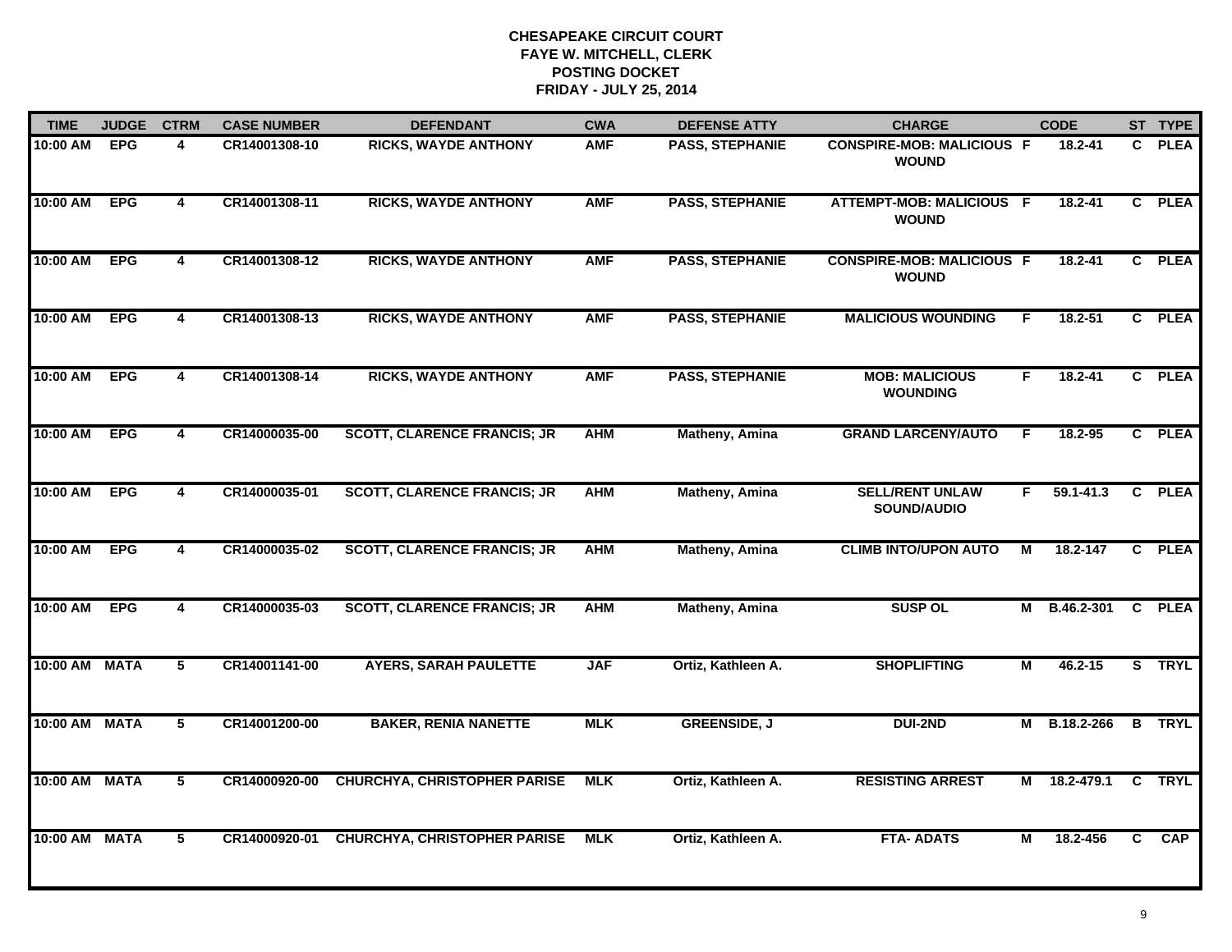# CHESAPEAKE CIRCUIT COURT
## FAYE W. MITCHELL, CLERK
## POSTING DOCKET
## FRIDAY - JULY 25, 2014

| TIME | JUDGE | CTRM | CASE NUMBER | DEFENDANT | CWA | DEFENSE ATTY | CHARGE | | CODE | ST | TYPE |
|---|---|---|---|---|---|---|---|---|---|---|---|
| 10:00 AM | EPG | 4 | CR14001308-10 | RICKS, WAYDE ANTHONY | AMF | PASS, STEPHANIE | CONSPIRE-MOB: MALICIOUS WOUND | F | 18.2-41 | C | PLEA |
| 10:00 AM | EPG | 4 | CR14001308-11 | RICKS, WAYDE ANTHONY | AMF | PASS, STEPHANIE | ATTEMPT-MOB: MALICIOUS WOUND | F | 18.2-41 | C | PLEA |
| 10:00 AM | EPG | 4 | CR14001308-12 | RICKS, WAYDE ANTHONY | AMF | PASS, STEPHANIE | CONSPIRE-MOB: MALICIOUS WOUND | F | 18.2-41 | C | PLEA |
| 10:00 AM | EPG | 4 | CR14001308-13 | RICKS, WAYDE ANTHONY | AMF | PASS, STEPHANIE | MALICIOUS WOUNDING | F | 18.2-51 | C | PLEA |
| 10:00 AM | EPG | 4 | CR14001308-14 | RICKS, WAYDE ANTHONY | AMF | PASS, STEPHANIE | MOB: MALICIOUS WOUNDING | F | 18.2-41 | C | PLEA |
| 10:00 AM | EPG | 4 | CR14000035-00 | SCOTT, CLARENCE FRANCIS; JR | AHM | Matheny, Amina | GRAND LARCENY/AUTO | F | 18.2-95 | C | PLEA |
| 10:00 AM | EPG | 4 | CR14000035-01 | SCOTT, CLARENCE FRANCIS; JR | AHM | Matheny, Amina | SELL/RENT UNLAW SOUND/AUDIO | F | 59.1-41.3 | C | PLEA |
| 10:00 AM | EPG | 4 | CR14000035-02 | SCOTT, CLARENCE FRANCIS; JR | AHM | Matheny, Amina | CLIMB INTO/UPON AUTO | M | 18.2-147 | C | PLEA |
| 10:00 AM | EPG | 4 | CR14000035-03 | SCOTT, CLARENCE FRANCIS; JR | AHM | Matheny, Amina | SUSP OL | M | B.46.2-301 | C | PLEA |
| 10:00 AM | MATA | 5 | CR14001141-00 | AYERS, SARAH PAULETTE | JAF | Ortiz, Kathleen A. | SHOPLIFTING | M | 46.2-15 | S | TRYL |
| 10:00 AM | MATA | 5 | CR14001200-00 | BAKER, RENIA NANETTE | MLK | GREENSIDE, J | DUI-2ND | M | B.18.2-266 | B | TRYL |
| 10:00 AM | MATA | 5 | CR14000920-00 | CHURCHYA, CHRISTOPHER PARISE | MLK | Ortiz, Kathleen A. | RESISTING ARREST | M | 18.2-479.1 | C | TRYL |
| 10:00 AM | MATA | 5 | CR14000920-01 | CHURCHYA, CHRISTOPHER PARISE | MLK | Ortiz, Kathleen A. | FTA- ADATS | M | 18.2-456 | C | CAP |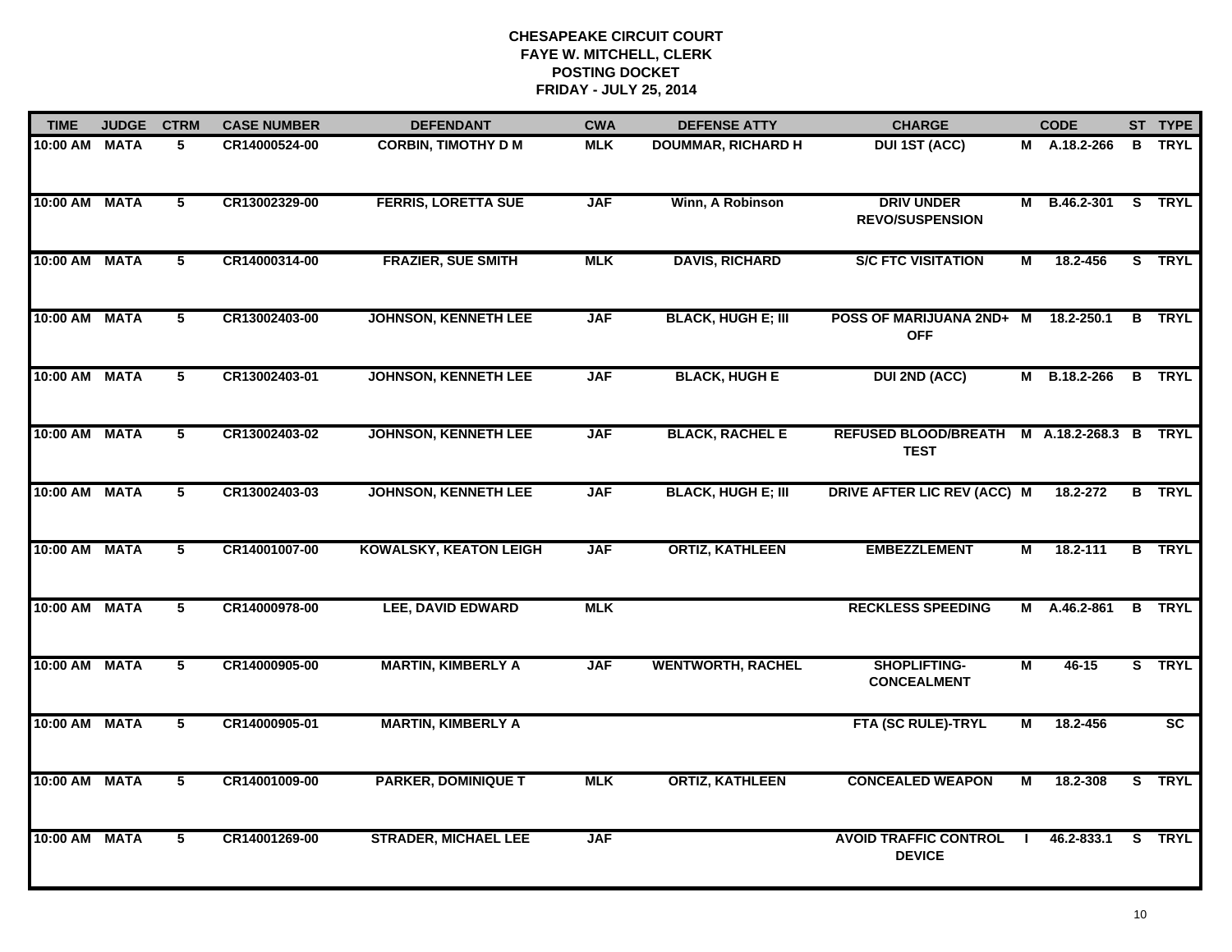**CHESAPEAKE CIRCUIT COURT**
**FAYE W. MITCHELL, CLERK**
**POSTING DOCKET**
**FRIDAY - JULY 25, 2014**

| TIME | JUDGE | CTRM | CASE NUMBER | DEFENDANT | CWA | DEFENSE ATTY | CHARGE | | CODE | ST | TYPE |
|---|---|---|---|---|---|---|---|---|---|---|---|
| 10:00 AM | MATA | 5 | CR14000524-00 | CORBIN, TIMOTHY D M | MLK | DOUMMAR, RICHARD H | DUI 1ST (ACC) | M | A.18.2-266 | B | TRYL |
| 10:00 AM | MATA | 5 | CR13002329-00 | FERRIS, LORETTA SUE | JAF | Winn, A Robinson | DRIV UNDER REVO/SUSPENSION | M | B.46.2-301 | S | TRYL |
| 10:00 AM | MATA | 5 | CR14000314-00 | FRAZIER, SUE SMITH | MLK | DAVIS, RICHARD | S/C FTC VISITATION | M | 18.2-456 | S | TRYL |
| 10:00 AM | MATA | 5 | CR13002403-00 | JOHNSON, KENNETH LEE | JAF | BLACK, HUGH E; III | POSS OF MARIJUANA 2ND+ OFF | M | 18.2-250.1 | B | TRYL |
| 10:00 AM | MATA | 5 | CR13002403-01 | JOHNSON, KENNETH LEE | JAF | BLACK, HUGH E | DUI 2ND (ACC) | M | B.18.2-266 | B | TRYL |
| 10:00 AM | MATA | 5 | CR13002403-02 | JOHNSON, KENNETH LEE | JAF | BLACK, RACHEL E | REFUSED BLOOD/BREATH TEST | M | A.18.2-268.3 | B | TRYL |
| 10:00 AM | MATA | 5 | CR13002403-03 | JOHNSON, KENNETH LEE | JAF | BLACK, HUGH E; III | DRIVE AFTER LIC REV (ACC) | M | 18.2-272 | B | TRYL |
| 10:00 AM | MATA | 5 | CR14001007-00 | KOWALSKY, KEATON LEIGH | JAF | ORTIZ, KATHLEEN | EMBEZZLEMENT | M | 18.2-111 | B | TRYL |
| 10:00 AM | MATA | 5 | CR14000978-00 | LEE, DAVID EDWARD | MLK | | RECKLESS SPEEDING | M | A.46.2-861 | B | TRYL |
| 10:00 AM | MATA | 5 | CR14000905-00 | MARTIN, KIMBERLY A | JAF | WENTWORTH, RACHEL | SHOPLIFTING-CONCEALMENT | M | 46-15 | S | TRYL |
| 10:00 AM | MATA | 5 | CR14000905-01 | MARTIN, KIMBERLY A | | | FTA (SC RULE)-TRYL | M | 18.2-456 | | SC |
| 10:00 AM | MATA | 5 | CR14001009-00 | PARKER, DOMINIQUE T | MLK | ORTIZ, KATHLEEN | CONCEALED WEAPON | M | 18.2-308 | S | TRYL |
| 10:00 AM | MATA | 5 | CR14001269-00 | STRADER, MICHAEL LEE | JAF | | AVOID TRAFFIC CONTROL DEVICE | I | 46.2-833.1 | S | TRYL |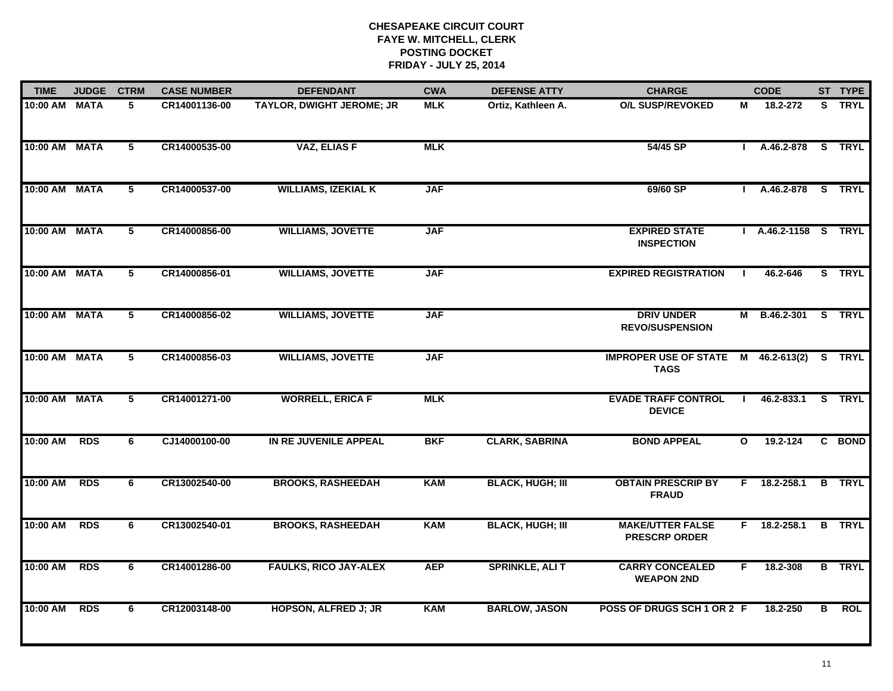# CHESAPEAKE CIRCUIT COURT
## FAYE W. MITCHELL, CLERK
## POSTING DOCKET
## FRIDAY - JULY 25, 2014

| TIME | JUDGE | CTRM | CASE NUMBER | DEFENDANT | CWA | DEFENSE ATTY | CHARGE | | CODE | ST | TYPE |
|---|---|---|---|---|---|---|---|---|---|---|---|
| 10:00 AM | MATA | 5 | CR14001136-00 | TAYLOR, DWIGHT JEROME; JR | MLK | Ortiz, Kathleen A. | O/L SUSP/REVOKED | M | 18.2-272 | S | TRYL |
| 10:00 AM | MATA | 5 | CR14000535-00 | VAZ, ELIAS F | MLK | | 54/45 SP | I | A.46.2-878 | S | TRYL |
| 10:00 AM | MATA | 5 | CR14000537-00 | WILLIAMS, IZEKIAL K | JAF | | 69/60 SP | I | A.46.2-878 | S | TRYL |
| 10:00 AM | MATA | 5 | CR14000856-00 | WILLIAMS, JOVETTE | JAF | | EXPIRED STATE INSPECTION | I | A.46.2-1158 | S | TRYL |
| 10:00 AM | MATA | 5 | CR14000856-01 | WILLIAMS, JOVETTE | JAF | | EXPIRED REGISTRATION | I | 46.2-646 | S | TRYL |
| 10:00 AM | MATA | 5 | CR14000856-02 | WILLIAMS, JOVETTE | JAF | | DRIV UNDER REVO/SUSPENSION | M | B.46.2-301 | S | TRYL |
| 10:00 AM | MATA | 5 | CR14000856-03 | WILLIAMS, JOVETTE | JAF | | IMPROPER USE OF STATE TAGS | M | 46.2-613(2) | S | TRYL |
| 10:00 AM | MATA | 5 | CR14001271-00 | WORRELL, ERICA F | MLK | | EVADE TRAFF CONTROL DEVICE | I | 46.2-833.1 | S | TRYL |
| 10:00 AM | RDS | 6 | CJ14000100-00 | IN RE JUVENILE APPEAL | BKF | CLARK, SABRINA | BOND APPEAL | O | 19.2-124 | C | BOND |
| 10:00 AM | RDS | 6 | CR13002540-00 | BROOKS, RASHEEDAH | KAM | BLACK, HUGH; III | OBTAIN PRESCRIP BY FRAUD | F | 18.2-258.1 | B | TRYL |
| 10:00 AM | RDS | 6 | CR13002540-01 | BROOKS, RASHEEDAH | KAM | BLACK, HUGH; III | MAKE/UTTER FALSE PRESCRP ORDER | F | 18.2-258.1 | B | TRYL |
| 10:00 AM | RDS | 6 | CR14001286-00 | FAULKS, RICO JAY-ALEX | AEP | SPRINKLE, ALI T | CARRY CONCEALED WEAPON 2ND | F | 18.2-308 | B | TRYL |
| 10:00 AM | RDS | 6 | CR12003148-00 | HOPSON, ALFRED J; JR | KAM | BARLOW, JASON | POSS OF DRUGS SCH 1 OR 2 | F | 18.2-250 | B | ROL |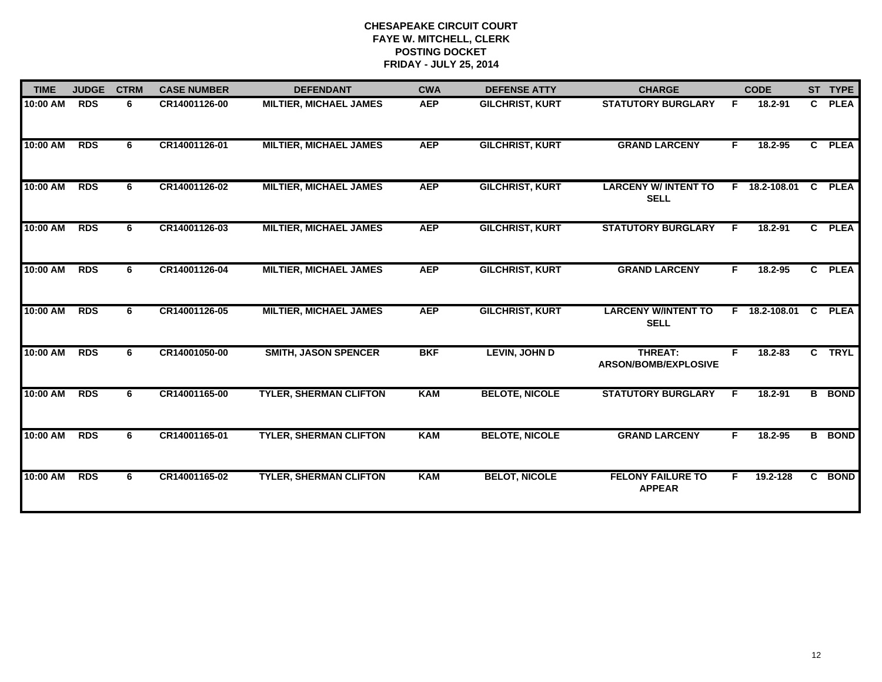**CHESAPEAKE CIRCUIT COURT**
**FAYE W. MITCHELL, CLERK**
**POSTING DOCKET**
**FRIDAY - JULY 25, 2014**

| TIME | JUDGE | CTRM | CASE NUMBER | DEFENDANT | CWA | DEFENSE ATTY | CHARGE | | CODE | ST | TYPE |
|---|---|---|---|---|---|---|---|---|---|---|---|
| 10:00 AM | RDS | 6 | CR14001126-00 | MILTIER, MICHAEL JAMES | AEP | GILCHRIST, KURT | STATUTORY BURGLARY | F | 18.2-91 | C | PLEA |
| 10:00 AM | RDS | 6 | CR14001126-01 | MILTIER, MICHAEL JAMES | AEP | GILCHRIST, KURT | GRAND LARCENY | F | 18.2-95 | C | PLEA |
| 10:00 AM | RDS | 6 | CR14001126-02 | MILTIER, MICHAEL JAMES | AEP | GILCHRIST, KURT | LARCENY W/ INTENT TO SELL | F | 18.2-108.01 | C | PLEA |
| 10:00 AM | RDS | 6 | CR14001126-03 | MILTIER, MICHAEL JAMES | AEP | GILCHRIST, KURT | STATUTORY BURGLARY | F | 18.2-91 | C | PLEA |
| 10:00 AM | RDS | 6 | CR14001126-04 | MILTIER, MICHAEL JAMES | AEP | GILCHRIST, KURT | GRAND LARCENY | F | 18.2-95 | C | PLEA |
| 10:00 AM | RDS | 6 | CR14001126-05 | MILTIER, MICHAEL JAMES | AEP | GILCHRIST, KURT | LARCENY W/INTENT TO SELL | F | 18.2-108.01 | C | PLEA |
| 10:00 AM | RDS | 6 | CR14001050-00 | SMITH, JASON SPENCER | BKF | LEVIN, JOHN D | THREAT: ARSON/BOMB/EXPLOSIVE | F | 18.2-83 | C | TRYL |
| 10:00 AM | RDS | 6 | CR14001165-00 | TYLER, SHERMAN CLIFTON | KAM | BELOTE, NICOLE | STATUTORY BURGLARY | F | 18.2-91 | B | BOND |
| 10:00 AM | RDS | 6 | CR14001165-01 | TYLER, SHERMAN CLIFTON | KAM | BELOTE, NICOLE | GRAND LARCENY | F | 18.2-95 | B | BOND |
| 10:00 AM | RDS | 6 | CR14001165-02 | TYLER, SHERMAN CLIFTON | KAM | BELOT, NICOLE | FELONY FAILURE TO APPEAR | F | 19.2-128 | C | BOND |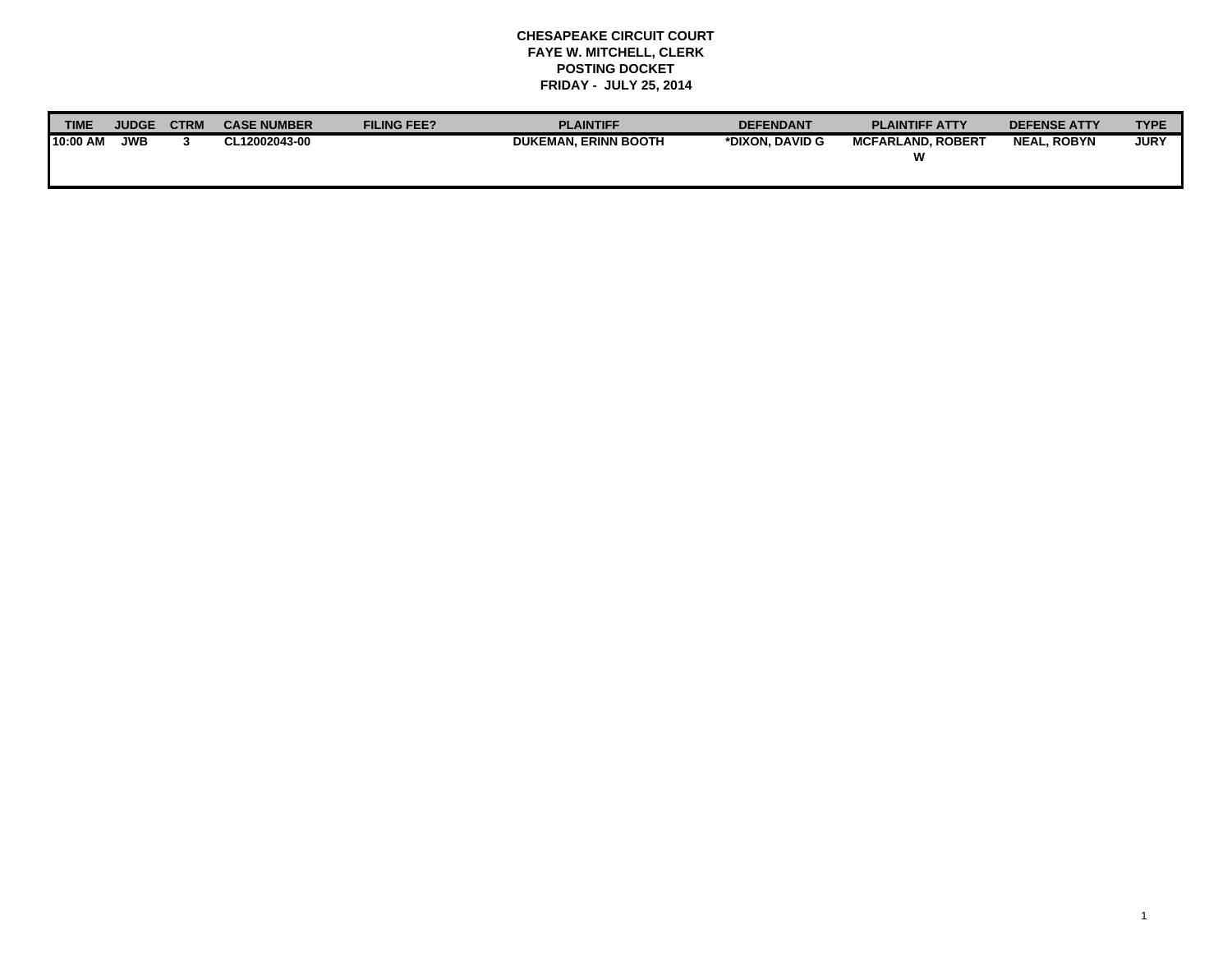**CHESAPEAKE CIRCUIT COURT**
**FAYE W. MITCHELL, CLERK**
**POSTING DOCKET**
**FRIDAY - JULY 25, 2014**

| TIME | JUDGE | CTRM | CASE NUMBER | FILING FEE? | PLAINTIFF | DEFENDANT | PLAINTIFF ATTY | DEFENSE ATTY | TYPE |
|---|---|---|---|---|---|---|---|---|---|
| 10:00 AM | JWB | 3 | CL12002043-00 | | DUKEMAN, ERINN BOOTH | *DIXON, DAVID G | MCFARLAND, ROBERT W | NEAL, ROBYN | JURY |